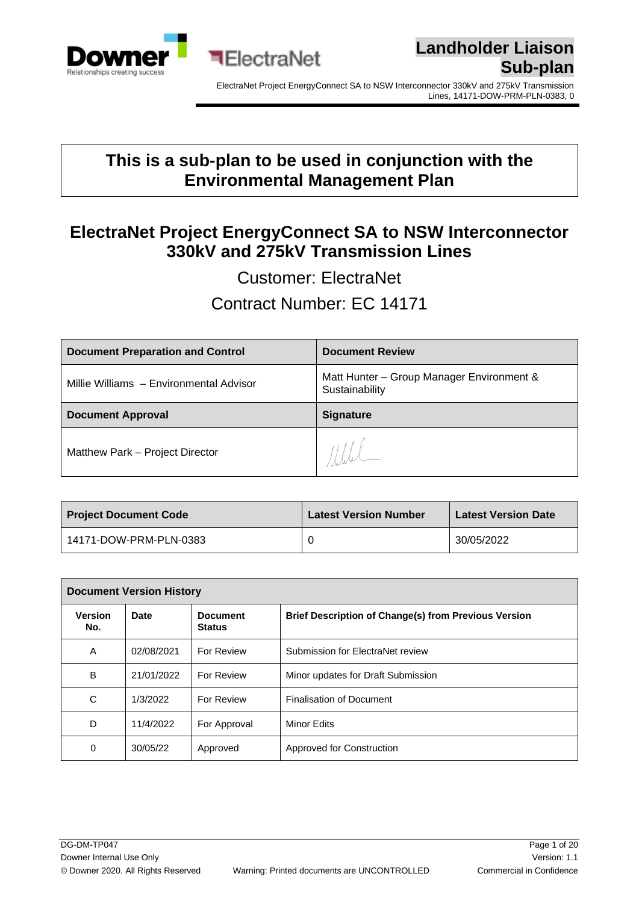# Landholder Liaison Sub-plan

ElectraNet Project EnergyConnect SA to NSW Interconnector 330kV and 275kV Transmission Lines, 14171-DOW-PRM-PLN-0383, 0

**This is a sub-plan to be used in conjunction with the Environmental Management Plan**

## ElectraNet Project EnergyConnect SA to NSW Interconnector 330kV and 275kV Transmission Lines

Customer: ElectraNet

Contract Number: EC 14171

| Document Preparation and Control | Document Review |
| --- | --- |
| Millie Williams – Environmental Advisor | Matt Hunter – Group Manager Environment & Sustainability |
| **Document Approval** | **Signature** |
| Matthew Park – Project Director | [Signature] |

| Project Document Code | Latest Version Number | Latest Version Date |
| --- | --- | --- |
| 14171-DOW-PRM-PLN-0383 | 0 | 30/05/2022 |

| Document Version History | | | |
| --- | --- | --- | --- |
| **Version No.** | **Date** | **Document Status** | **Brief Description of Change(s) from Previous Version** |
| A | 02/08/2021 | For Review | Submission for ElectraNet review |
| B | 21/01/2022 | For Review | Minor updates for Draft Submission |
| C | 1/3/2022 | For Review | Finalisation of Document |
| D | 11/4/2022 | For Approval | Minor Edits |
| 0 | 30/05/22 | Approved | Approved for Construction |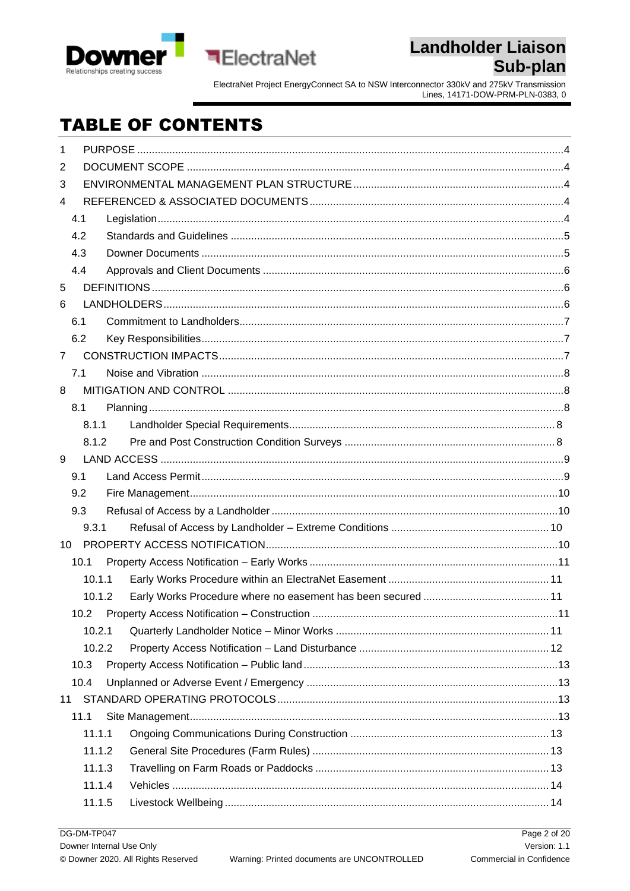# TABLE OF CONTENTS

- 1 PURPOSE ....................................................................................................4
- 2 DOCUMENT SCOPE ....................................................................................................4
- 3 ENVIRONMENTAL MANAGEMENT PLAN STRUCTURE ....................................................................................................4
- 4 REFERENCED & ASSOCIATED DOCUMENTS ....................................................................................................4
  - 4.1 Legislation ....................................................................................................4
  - 4.2 Standards and Guidelines ....................................................................................................5
  - 4.3 Downer Documents ....................................................................................................5
  - 4.4 Approvals and Client Documents ....................................................................................................6
- 5 DEFINITIONS ....................................................................................................6
- 6 LANDHOLDERS ....................................................................................................6
  - 6.1 Commitment to Landholders ....................................................................................................7
  - 6.2 Key Responsibilities ....................................................................................................7
- 7 CONSTRUCTION IMPACTS ....................................................................................................7
  - 7.1 Noise and Vibration ....................................................................................................8
- 8 MITIGATION AND CONTROL ....................................................................................................8
  - 8.1 Planning ....................................................................................................8
    - 8.1.1 Landholder Special Requirements ....................................................................................................8
    - 8.1.2 Pre and Post Construction Condition Surveys ....................................................................................................8
- 9 LAND ACCESS ....................................................................................................9
  - 9.1 Land Access Permit ....................................................................................................9
  - 9.2 Fire Management ....................................................................................................10
  - 9.3 Refusal of Access by a Landholder ....................................................................................................10
    - 9.3.1 Refusal of Access by Landholder – Extreme Conditions ....................................................................................................10
- 10 PROPERTY ACCESS NOTIFICATION ....................................................................................................10
  - 10.1 Property Access Notification – Early Works ....................................................................................................11
    - 10.1.1 Early Works Procedure within an ElectraNet Easement ....................................................................................................11
    - 10.1.2 Early Works Procedure where no easement has been secured ....................................................................................................11
  - 10.2 Property Access Notification – Construction ....................................................................................................11
    - 10.2.1 Quarterly Landholder Notice – Minor Works ....................................................................................................11
    - 10.2.2 Property Access Notification – Land Disturbance ....................................................................................................12
  - 10.3 Property Access Notification – Public land ....................................................................................................13
  - 10.4 Unplanned or Adverse Event / Emergency ....................................................................................................13
- 11 STANDARD OPERATING PROTOCOLS ....................................................................................................13
  - 11.1 Site Management ....................................................................................................13
    - 11.1.1 Ongoing Communications During Construction ....................................................................................................13
    - 11.1.2 General Site Procedures (Farm Rules) ....................................................................................................13
    - 11.1.3 Travelling on Farm Roads or Paddocks ....................................................................................................13
    - 11.1.4 Vehicles ....................................................................................................14
    - 11.1.5 Livestock Wellbeing ....................................................................................................14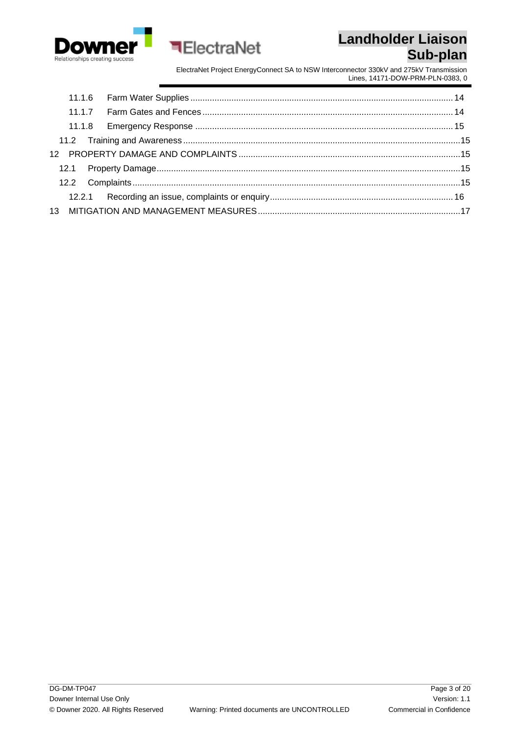11.1.6 Farm Water Supplies ........................................................................................................ 14

11.1.7 Farm Gates and Fences ................................................................................................... 14

11.1.8 Emergency Response ...................................................................................................... 15

11.2 Training and Awareness ...................................................................................................... 15

12 PROPERTY DAMAGE AND COMPLAINTS .......................................................................................... 15

12.1 Property Damage ................................................................................................................ 15

12.2 Complaints .......................................................................................................................... 15

12.2.1 Recording an issue, complaints or enquiry ....................................................................... 16

13 MITIGATION AND MANAGEMENT MEASURES .................................................................................. 17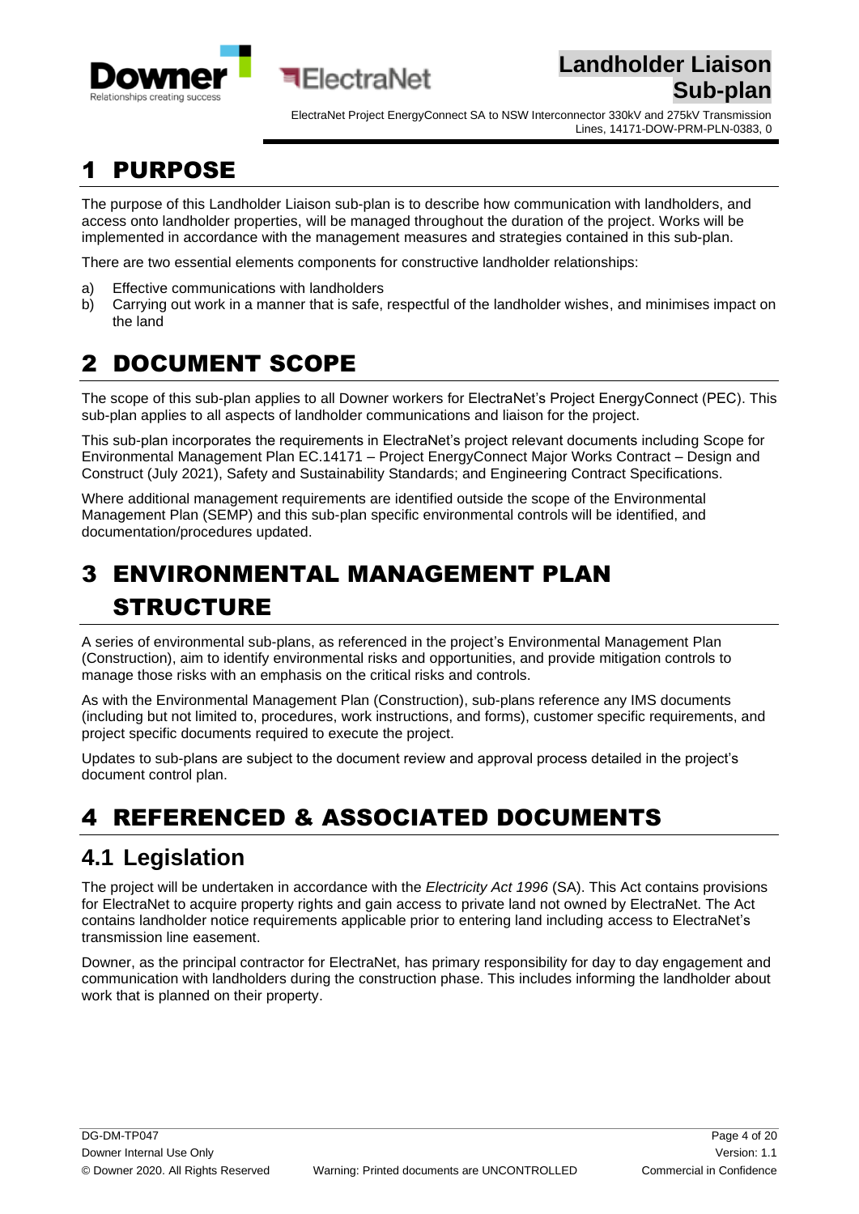# 1 PURPOSE

The purpose of this Landholder Liaison sub-plan is to describe how communication with landholders, and access onto landholder properties, will be managed throughout the duration of the project. Works will be implemented in accordance with the management measures and strategies contained in this sub-plan.

There are two essential elements components for constructive landholder relationships:

a) Effective communications with landholders
b) Carrying out work in a manner that is safe, respectful of the landholder wishes, and minimises impact on the land

# 2 DOCUMENT SCOPE

The scope of this sub-plan applies to all Downer workers for ElectraNet's Project EnergyConnect (PEC). This sub-plan applies to all aspects of landholder communications and liaison for the project.

This sub-plan incorporates the requirements in ElectraNet's project relevant documents including Scope for Environmental Management Plan EC.14171 – Project EnergyConnect Major Works Contract – Design and Construct (July 2021), Safety and Sustainability Standards; and Engineering Contract Specifications.

Where additional management requirements are identified outside the scope of the Environmental Management Plan (SEMP) and this sub-plan specific environmental controls will be identified, and documentation/procedures updated.

# 3 ENVIRONMENTAL MANAGEMENT PLAN STRUCTURE

A series of environmental sub-plans, as referenced in the project's Environmental Management Plan (Construction), aim to identify environmental risks and opportunities, and provide mitigation controls to manage those risks with an emphasis on the critical risks and controls.

As with the Environmental Management Plan (Construction), sub-plans reference any IMS documents (including but not limited to, procedures, work instructions, and forms), customer specific requirements, and project specific documents required to execute the project.

Updates to sub-plans are subject to the document review and approval process detailed in the project's document control plan.

# 4 REFERENCED & ASSOCIATED DOCUMENTS

## 4.1 Legislation

The project will be undertaken in accordance with the *Electricity Act 1996* (SA). This Act contains provisions for ElectraNet to acquire property rights and gain access to private land not owned by ElectraNet. The Act contains landholder notice requirements applicable prior to entering land including access to ElectraNet's transmission line easement.

Downer, as the principal contractor for ElectraNet, has primary responsibility for day to day engagement and communication with landholders during the construction phase. This includes informing the landholder about work that is planned on their property.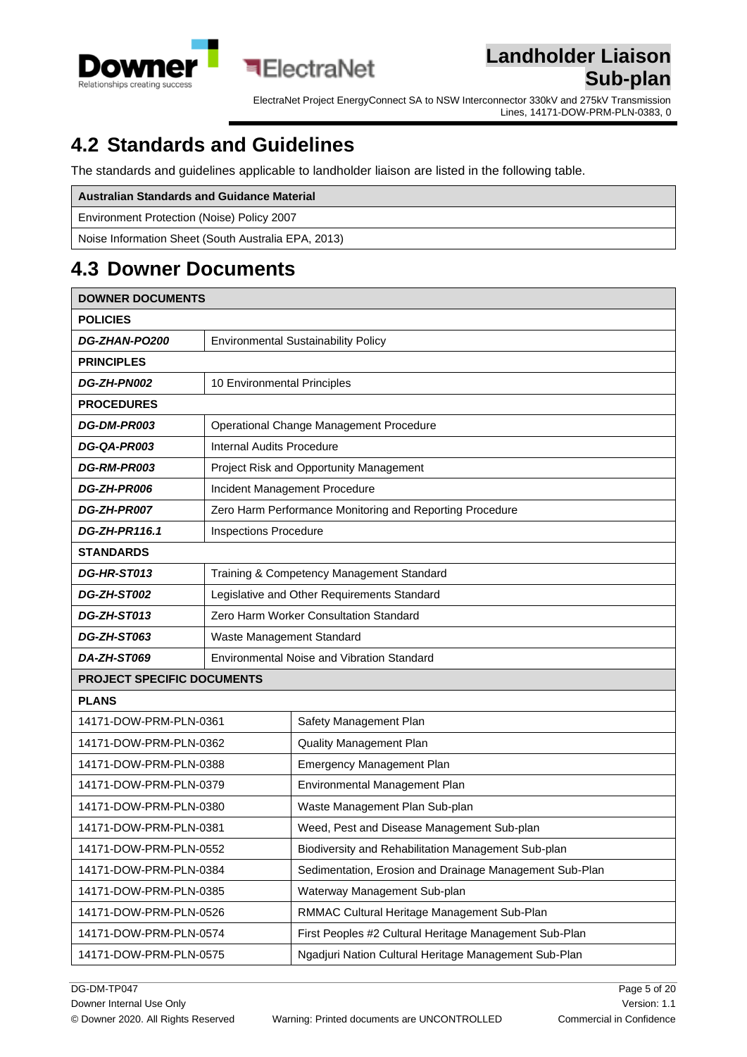## 4.2 Standards and Guidelines

The standards and guidelines applicable to landholder liaison are listed in the following table.

| Australian Standards and Guidance Material |
|---|
| Environment Protection (Noise) Policy 2007 |
| Noise Information Sheet (South Australia EPA, 2013) |

## 4.3 Downer Documents

| DOWNER DOCUMENTS | |
|---|---|
| **POLICIES** | |
| ***DG-ZHAN-PO200*** | Environmental Sustainability Policy |
| **PRINCIPLES** | |
| ***DG-ZH-PN002*** | 10 Environmental Principles |
| **PROCEDURES** | |
| ***DG-DM-PR003*** | Operational Change Management Procedure |
| ***DG-QA-PR003*** | Internal Audits Procedure |
| ***DG-RM-PR003*** | Project Risk and Opportunity Management |
| ***DG-ZH-PR006*** | Incident Management Procedure |
| ***DG-ZH-PR007*** | Zero Harm Performance Monitoring and Reporting Procedure |
| ***DG-ZH-PR116.1*** | Inspections Procedure |
| **STANDARDS** | |
| ***DG-HR-ST013*** | Training & Competency Management Standard |
| ***DG-ZH-ST002*** | Legislative and Other Requirements Standard |
| ***DG-ZH-ST013*** | Zero Harm Worker Consultation Standard |
| ***DG-ZH-ST063*** | Waste Management Standard |
| ***DA-ZH-ST069*** | Environmental Noise and Vibration Standard |
| **PROJECT SPECIFIC DOCUMENTS** | |
| **PLANS** | |
| 14171-DOW-PRM-PLN-0361 | Safety Management Plan |
| 14171-DOW-PRM-PLN-0362 | Quality Management Plan |
| 14171-DOW-PRM-PLN-0388 | Emergency Management Plan |
| 14171-DOW-PRM-PLN-0379 | Environmental Management Plan |
| 14171-DOW-PRM-PLN-0380 | Waste Management Plan Sub-plan |
| 14171-DOW-PRM-PLN-0381 | Weed, Pest and Disease Management Sub-plan |
| 14171-DOW-PRM-PLN-0552 | Biodiversity and Rehabilitation Management Sub-plan |
| 14171-DOW-PRM-PLN-0384 | Sedimentation, Erosion and Drainage Management Sub-Plan |
| 14171-DOW-PRM-PLN-0385 | Waterway Management Sub-plan |
| 14171-DOW-PRM-PLN-0526 | RMMAC Cultural Heritage Management Sub-Plan |
| 14171-DOW-PRM-PLN-0574 | First Peoples #2 Cultural Heritage Management Sub-Plan |
| 14171-DOW-PRM-PLN-0575 | Ngadjuri Nation Cultural Heritage Management Sub-Plan |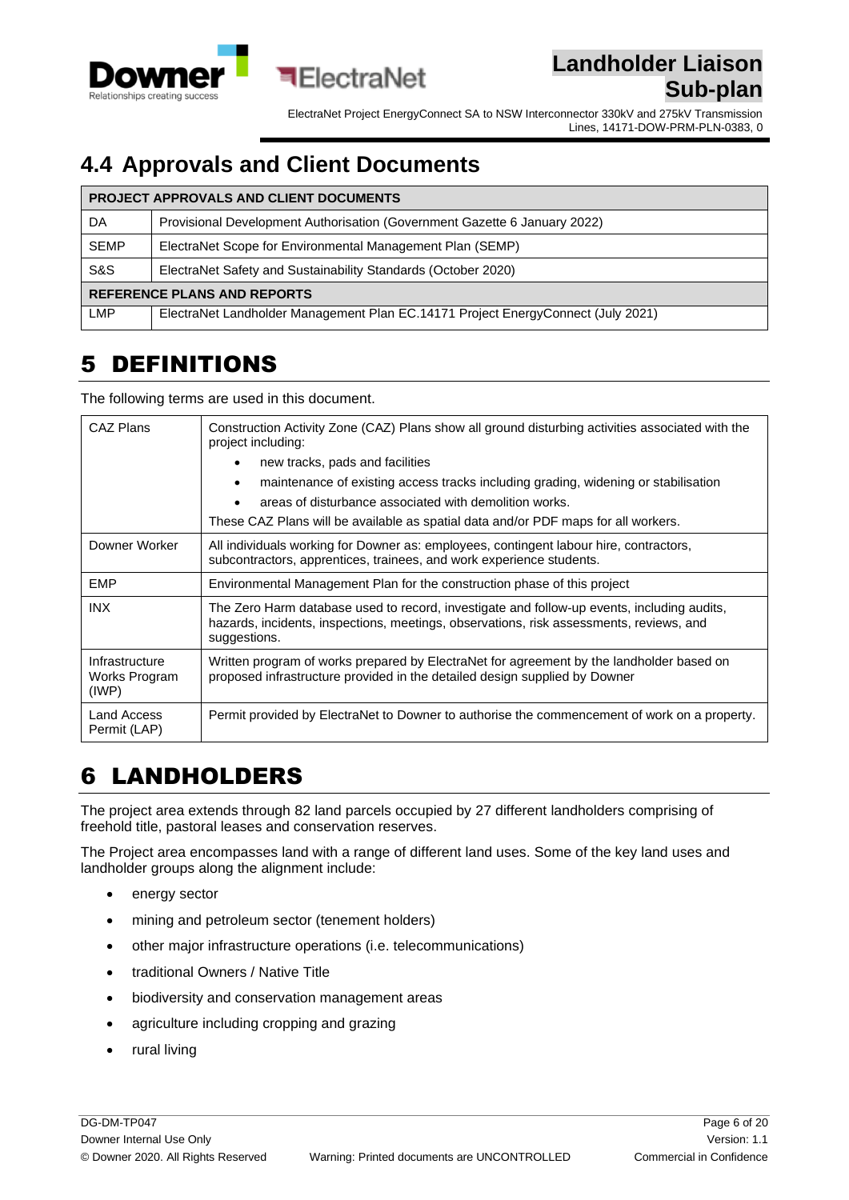## 4.4 Approvals and Client Documents

| PROJECT APPROVALS AND CLIENT DOCUMENTS | |
|---|---|
| DA | Provisional Development Authorisation (Government Gazette 6 January 2022) |
| SEMP | ElectraNet Scope for Environmental Management Plan (SEMP) |
| S&S | ElectraNet Safety and Sustainability Standards (October 2020) |
| **REFERENCE PLANS AND REPORTS** | |
| LMP | ElectraNet Landholder Management Plan EC.14171 Project EnergyConnect (July 2021) |

# 5 DEFINITIONS

The following terms are used in this document.

| Term | Definition |
|---|---|
| CAZ Plans | Construction Activity Zone (CAZ) Plans show all ground disturbing activities associated with the project including:<br>• new tracks, pads and facilities<br>• maintenance of existing access tracks including grading, widening or stabilisation<br>• areas of disturbance associated with demolition works.<br>These CAZ Plans will be available as spatial data and/or PDF maps for all workers. |
| Downer Worker | All individuals working for Downer as: employees, contingent labour hire, contractors, subcontractors, apprentices, trainees, and work experience students. |
| EMP | Environmental Management Plan for the construction phase of this project |
| INX | The Zero Harm database used to record, investigate and follow-up events, including audits, hazards, incidents, inspections, meetings, observations, risk assessments, reviews, and suggestions. |
| Infrastructure Works Program (IWP) | Written program of works prepared by ElectraNet for agreement by the landholder based on proposed infrastructure provided in the detailed design supplied by Downer |
| Land Access Permit (LAP) | Permit provided by ElectraNet to Downer to authorise the commencement of work on a property. |

# 6 LANDHOLDERS

The project area extends through 82 land parcels occupied by 27 different landholders comprising of freehold title, pastoral leases and conservation reserves.

The Project area encompasses land with a range of different land uses. Some of the key land uses and landholder groups along the alignment include:

- energy sector
- mining and petroleum sector (tenement holders)
- other major infrastructure operations (i.e. telecommunications)
- traditional Owners / Native Title
- biodiversity and conservation management areas
- agriculture including cropping and grazing
- rural living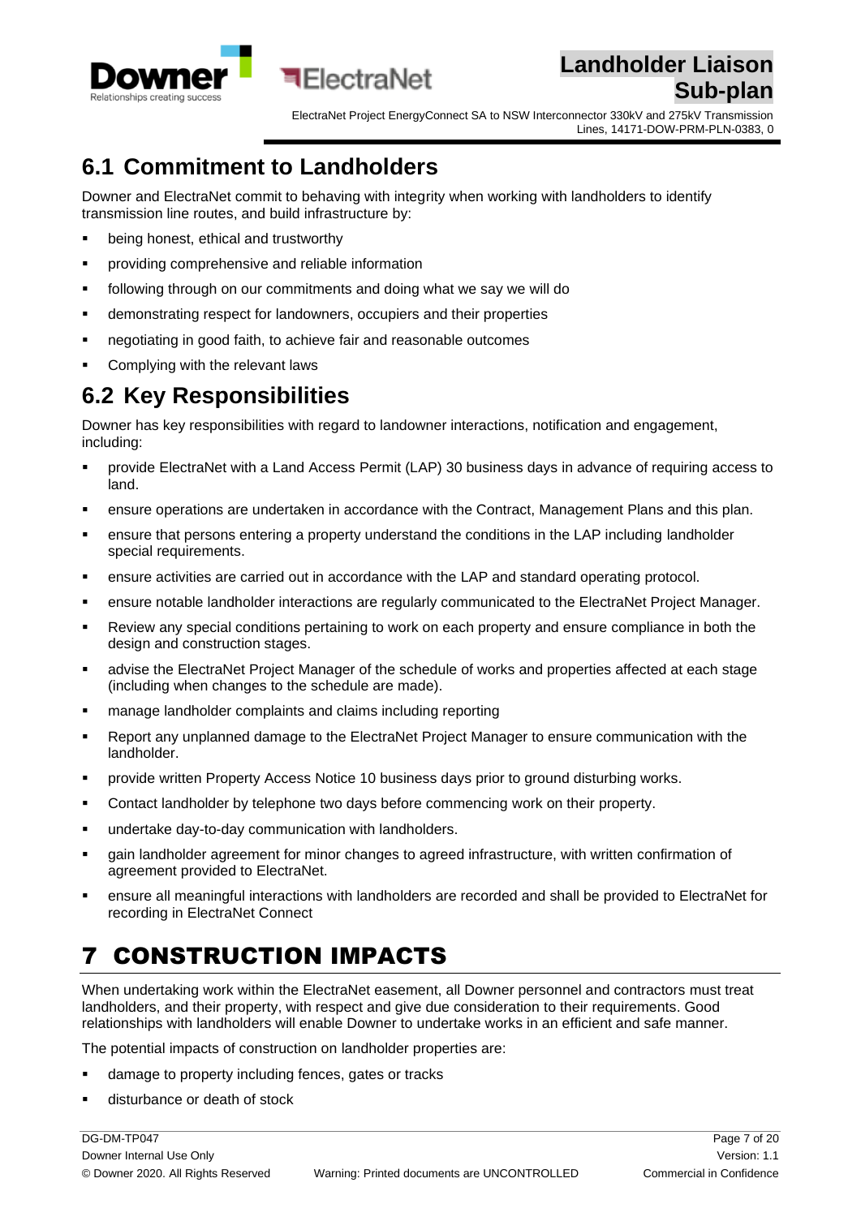## 6.1 Commitment to Landholders

Downer and ElectraNet commit to behaving with integrity when working with landholders to identify transmission line routes, and build infrastructure by:

- being honest, ethical and trustworthy
- providing comprehensive and reliable information
- following through on our commitments and doing what we say we will do
- demonstrating respect for landowners, occupiers and their properties
- negotiating in good faith, to achieve fair and reasonable outcomes
- Complying with the relevant laws

## 6.2 Key Responsibilities

Downer has key responsibilities with regard to landowner interactions, notification and engagement, including:

- provide ElectraNet with a Land Access Permit (LAP) 30 business days in advance of requiring access to land.
- ensure operations are undertaken in accordance with the Contract, Management Plans and this plan.
- ensure that persons entering a property understand the conditions in the LAP including landholder special requirements.
- ensure activities are carried out in accordance with the LAP and standard operating protocol.
- ensure notable landholder interactions are regularly communicated to the ElectraNet Project Manager.
- Review any special conditions pertaining to work on each property and ensure compliance in both the design and construction stages.
- advise the ElectraNet Project Manager of the schedule of works and properties affected at each stage (including when changes to the schedule are made).
- manage landholder complaints and claims including reporting
- Report any unplanned damage to the ElectraNet Project Manager to ensure communication with the landholder.
- provide written Property Access Notice 10 business days prior to ground disturbing works.
- Contact landholder by telephone two days before commencing work on their property.
- undertake day-to-day communication with landholders.
- gain landholder agreement for minor changes to agreed infrastructure, with written confirmation of agreement provided to ElectraNet.
- ensure all meaningful interactions with landholders are recorded and shall be provided to ElectraNet for recording in ElectraNet Connect

# 7 CONSTRUCTION IMPACTS

When undertaking work within the ElectraNet easement, all Downer personnel and contractors must treat landholders, and their property, with respect and give due consideration to their requirements. Good relationships with landholders will enable Downer to undertake works in an efficient and safe manner.

The potential impacts of construction on landholder properties are:

- damage to property including fences, gates or tracks
- disturbance or death of stock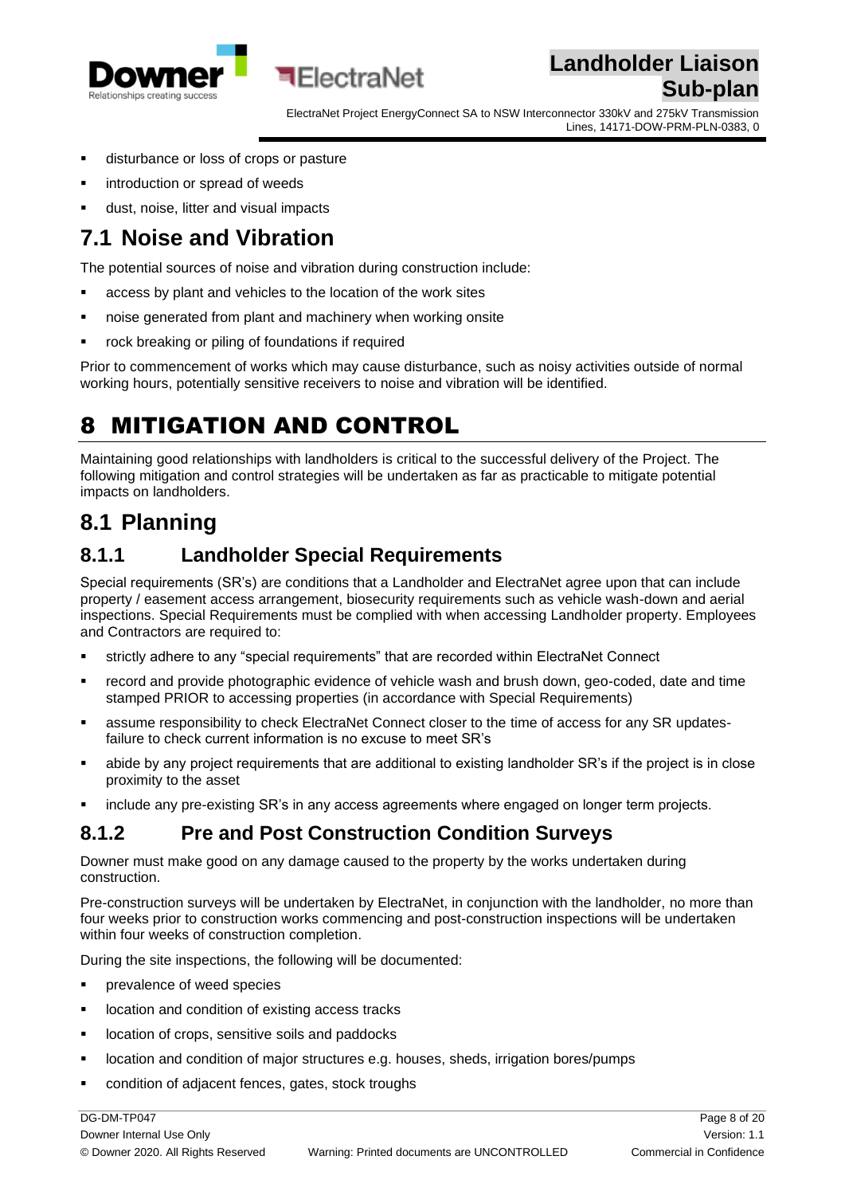- disturbance or loss of crops or pasture
- introduction or spread of weeds
- dust, noise, litter and visual impacts

## 7.1 Noise and Vibration

The potential sources of noise and vibration during construction include:

- access by plant and vehicles to the location of the work sites
- noise generated from plant and machinery when working onsite
- rock breaking or piling of foundations if required

Prior to commencement of works which may cause disturbance, such as noisy activities outside of normal working hours, potentially sensitive receivers to noise and vibration will be identified.

# 8 MITIGATION AND CONTROL

Maintaining good relationships with landholders is critical to the successful delivery of the Project. The following mitigation and control strategies will be undertaken as far as practicable to mitigate potential impacts on landholders.

## 8.1 Planning

### 8.1.1 Landholder Special Requirements

Special requirements (SR's) are conditions that a Landholder and ElectraNet agree upon that can include property / easement access arrangement, biosecurity requirements such as vehicle wash-down and aerial inspections. Special Requirements must be complied with when accessing Landholder property. Employees and Contractors are required to:

- strictly adhere to any "special requirements" that are recorded within ElectraNet Connect
- record and provide photographic evidence of vehicle wash and brush down, geo-coded, date and time stamped PRIOR to accessing properties (in accordance with Special Requirements)
- assume responsibility to check ElectraNet Connect closer to the time of access for any SR updates- failure to check current information is no excuse to meet SR's
- abide by any project requirements that are additional to existing landholder SR's if the project is in close proximity to the asset
- include any pre-existing SR's in any access agreements where engaged on longer term projects.

### 8.1.2 Pre and Post Construction Condition Surveys

Downer must make good on any damage caused to the property by the works undertaken during construction.

Pre-construction surveys will be undertaken by ElectraNet, in conjunction with the landholder, no more than four weeks prior to construction works commencing and post-construction inspections will be undertaken within four weeks of construction completion.

During the site inspections, the following will be documented:

- prevalence of weed species
- location and condition of existing access tracks
- location of crops, sensitive soils and paddocks
- location and condition of major structures e.g. houses, sheds, irrigation bores/pumps
- condition of adjacent fences, gates, stock troughs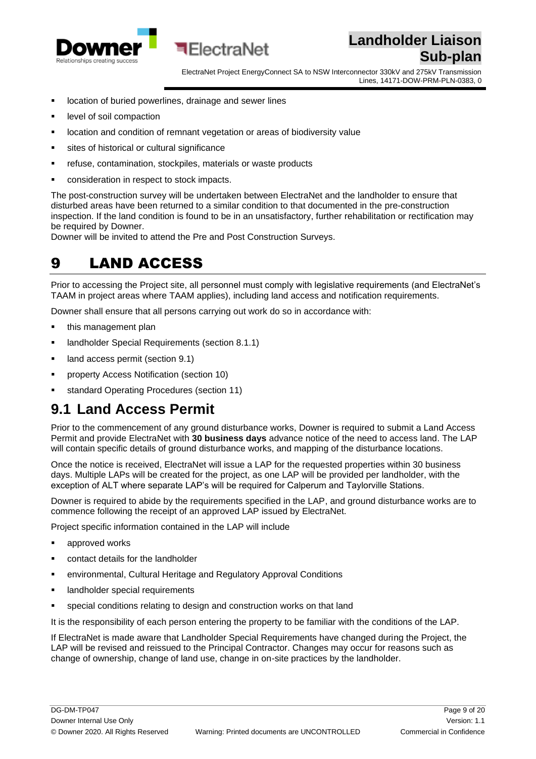- location of buried powerlines, drainage and sewer lines
- level of soil compaction
- location and condition of remnant vegetation or areas of biodiversity value
- sites of historical or cultural significance
- refuse, contamination, stockpiles, materials or waste products
- consideration in respect to stock impacts.

The post-construction survey will be undertaken between ElectraNet and the landholder to ensure that disturbed areas have been returned to a similar condition to that documented in the pre-construction inspection. If the land condition is found to be in an unsatisfactory, further rehabilitation or rectification may be required by Downer.
Downer will be invited to attend the Pre and Post Construction Surveys.

# 9 LAND ACCESS

Prior to accessing the Project site, all personnel must comply with legislative requirements (and ElectraNet's TAAM in project areas where TAAM applies), including land access and notification requirements.

Downer shall ensure that all persons carrying out work do so in accordance with:

- this management plan
- landholder Special Requirements (section 8.1.1)
- land access permit (section 9.1)
- property Access Notification (section 10)
- standard Operating Procedures (section 11)

## 9.1 Land Access Permit

Prior to the commencement of any ground disturbance works, Downer is required to submit a Land Access Permit and provide ElectraNet with **30 business days** advance notice of the need to access land. The LAP will contain specific details of ground disturbance works, and mapping of the disturbance locations.

Once the notice is received, ElectraNet will issue a LAP for the requested properties within 30 business days. Multiple LAPs will be created for the project, as one LAP will be provided per landholder, with the exception of ALT where separate LAP's will be required for Calperum and Taylorville Stations.

Downer is required to abide by the requirements specified in the LAP, and ground disturbance works are to commence following the receipt of an approved LAP issued by ElectraNet.

Project specific information contained in the LAP will include

- approved works
- contact details for the landholder
- environmental, Cultural Heritage and Regulatory Approval Conditions
- landholder special requirements
- special conditions relating to design and construction works on that land

It is the responsibility of each person entering the property to be familiar with the conditions of the LAP.

If ElectraNet is made aware that Landholder Special Requirements have changed during the Project, the LAP will be revised and reissued to the Principal Contractor. Changes may occur for reasons such as change of ownership, change of land use, change in on-site practices by the landholder.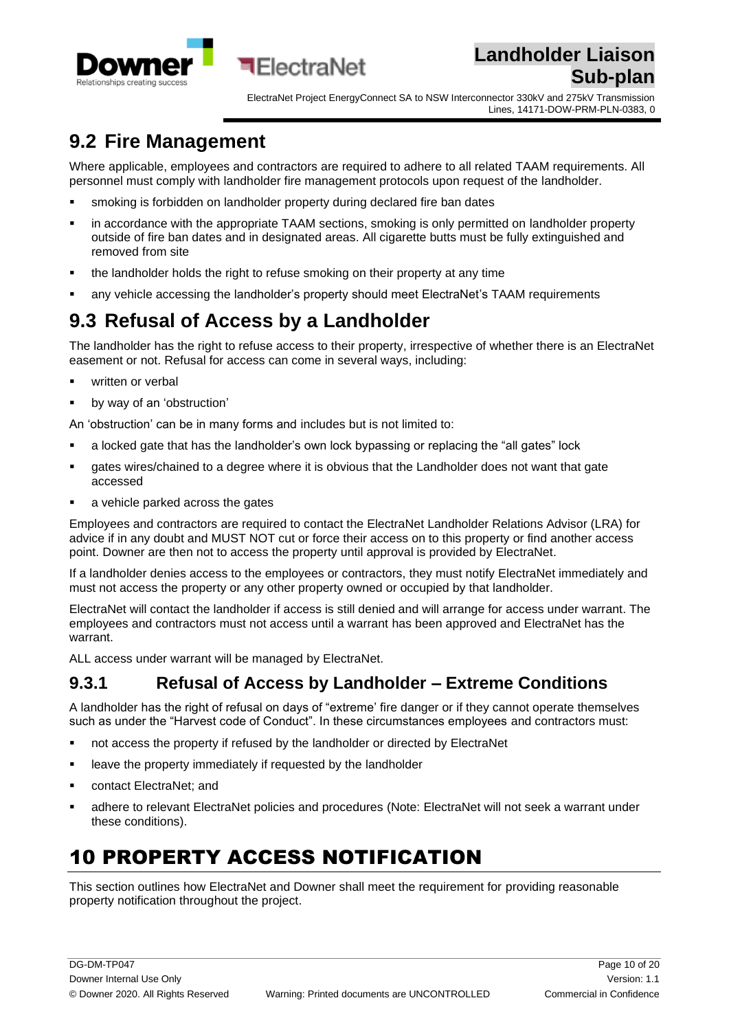## 9.2 Fire Management

Where applicable, employees and contractors are required to adhere to all related TAAM requirements. All personnel must comply with landholder fire management protocols upon request of the landholder.

- smoking is forbidden on landholder property during declared fire ban dates
- in accordance with the appropriate TAAM sections, smoking is only permitted on landholder property outside of fire ban dates and in designated areas. All cigarette butts must be fully extinguished and removed from site
- the landholder holds the right to refuse smoking on their property at any time
- any vehicle accessing the landholder's property should meet ElectraNet's TAAM requirements

## 9.3 Refusal of Access by a Landholder

The landholder has the right to refuse access to their property, irrespective of whether there is an ElectraNet easement or not. Refusal for access can come in several ways, including:

- written or verbal
- by way of an 'obstruction'

An 'obstruction' can be in many forms and includes but is not limited to:

- a locked gate that has the landholder's own lock bypassing or replacing the "all gates" lock
- gates wires/chained to a degree where it is obvious that the Landholder does not want that gate accessed
- a vehicle parked across the gates

Employees and contractors are required to contact the ElectraNet Landholder Relations Advisor (LRA) for advice if in any doubt and MUST NOT cut or force their access on to this property or find another access point. Downer are then not to access the property until approval is provided by ElectraNet.

If a landholder denies access to the employees or contractors, they must notify ElectraNet immediately and must not access the property or any other property owned or occupied by that landholder.

ElectraNet will contact the landholder if access is still denied and will arrange for access under warrant. The employees and contractors must not access until a warrant has been approved and ElectraNet has the warrant.

ALL access under warrant will be managed by ElectraNet.

### 9.3.1 Refusal of Access by Landholder – Extreme Conditions

A landholder has the right of refusal on days of "extreme' fire danger or if they cannot operate themselves such as under the "Harvest code of Conduct". In these circumstances employees and contractors must:

- not access the property if refused by the landholder or directed by ElectraNet
- leave the property immediately if requested by the landholder
- contact ElectraNet; and
- adhere to relevant ElectraNet policies and procedures (Note: ElectraNet will not seek a warrant under these conditions).

# 10 PROPERTY ACCESS NOTIFICATION

This section outlines how ElectraNet and Downer shall meet the requirement for providing reasonable property notification throughout the project.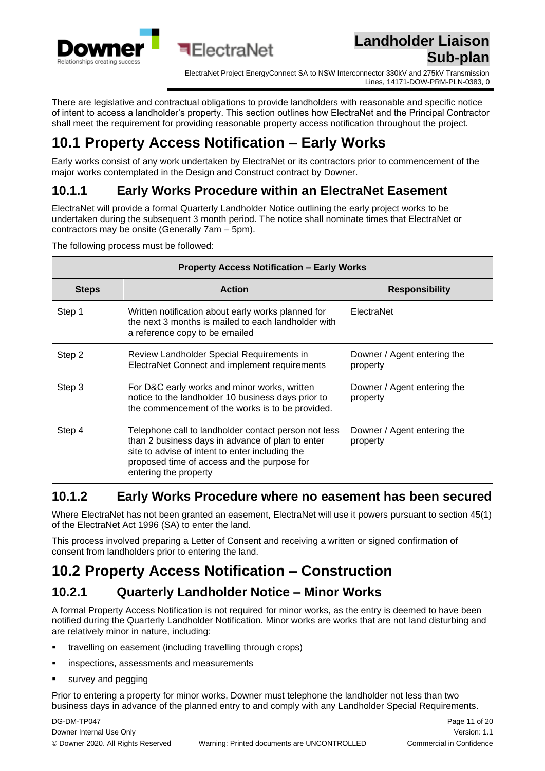There are legislative and contractual obligations to provide landholders with reasonable and specific notice of intent to access a landholder's property. This section outlines how ElectraNet and the Principal Contractor shall meet the requirement for providing reasonable property access notification throughout the project.

# 10.1 Property Access Notification – Early Works

Early works consist of any work undertaken by ElectraNet or its contractors prior to commencement of the major works contemplated in the Design and Construct contract by Downer.

## 10.1.1 Early Works Procedure within an ElectraNet Easement

ElectraNet will provide a formal Quarterly Landholder Notice outlining the early project works to be undertaken during the subsequent 3 month period. The notice shall nominate times that ElectraNet or contractors may be onsite (Generally 7am – 5pm).

The following process must be followed:

| Property Access Notification – Early Works | | |
|---|---|---|
| **Steps** | **Action** | **Responsibility** |
| Step 1 | Written notification about early works planned for the next 3 months is mailed to each landholder with a reference copy to be emailed | ElectraNet |
| Step 2 | Review Landholder Special Requirements in ElectraNet Connect and implement requirements | Downer / Agent entering the property |
| Step 3 | For D&C early works and minor works, written notice to the landholder 10 business days prior to the commencement of the works is to be provided. | Downer / Agent entering the property |
| Step 4 | Telephone call to landholder contact person not less than 2 business days in advance of plan to enter site to advise of intent to enter including the proposed time of access and the purpose for entering the property | Downer / Agent entering the property |

## 10.1.2 Early Works Procedure where no easement has been secured

Where ElectraNet has not been granted an easement, ElectraNet will use it powers pursuant to section 45(1) of the ElectraNet Act 1996 (SA) to enter the land.

This process involved preparing a Letter of Consent and receiving a written or signed confirmation of consent from landholders prior to entering the land.

# 10.2 Property Access Notification – Construction

## 10.2.1 Quarterly Landholder Notice – Minor Works

A formal Property Access Notification is not required for minor works, as the entry is deemed to have been notified during the Quarterly Landholder Notification. Minor works are works that are not land disturbing and are relatively minor in nature, including:

- travelling on easement (including travelling through crops)
- inspections, assessments and measurements
- survey and pegging

Prior to entering a property for minor works, Downer must telephone the landholder not less than two business days in advance of the planned entry to and comply with any Landholder Special Requirements.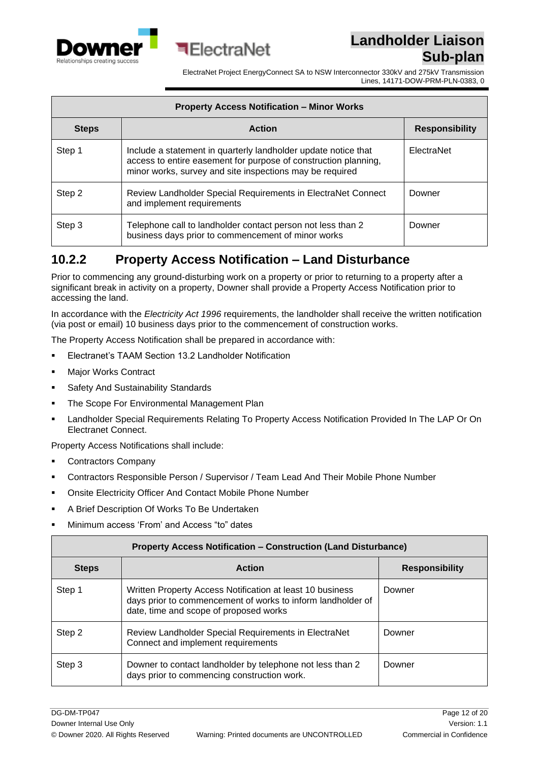| Property Access Notification – Minor Works | | |
|---|---|---|
| **Steps** | **Action** | **Responsibility** |
| Step 1 | Include a statement in quarterly landholder update notice that access to entire easement for purpose of construction planning, minor works, survey and site inspections may be required | ElectraNet |
| Step 2 | Review Landholder Special Requirements in ElectraNet Connect and implement requirements | Downer |
| Step 3 | Telephone call to landholder contact person not less than 2 business days prior to commencement of minor works | Downer |

### 10.2.2 Property Access Notification – Land Disturbance

Prior to commencing any ground-disturbing work on a property or prior to returning to a property after a significant break in activity on a property, Downer shall provide a Property Access Notification prior to accessing the land.

In accordance with the *Electricity Act 1996* requirements, the landholder shall receive the written notification (via post or email) 10 business days prior to the commencement of construction works.

The Property Access Notification shall be prepared in accordance with:

- Electranet's TAAM Section 13.2 Landholder Notification
- Major Works Contract
- Safety And Sustainability Standards
- The Scope For Environmental Management Plan
- Landholder Special Requirements Relating To Property Access Notification Provided In The LAP Or On Electranet Connect.

Property Access Notifications shall include:

- Contractors Company
- Contractors Responsible Person / Supervisor / Team Lead And Their Mobile Phone Number
- Onsite Electricity Officer And Contact Mobile Phone Number
- A Brief Description Of Works To Be Undertaken
- Minimum access 'From' and Access "to" dates

| Property Access Notification – Construction (Land Disturbance) | | |
|---|---|---|
| **Steps** | **Action** | **Responsibility** |
| Step 1 | Written Property Access Notification at least 10 business days prior to commencement of works to inform landholder of date, time and scope of proposed works | Downer |
| Step 2 | Review Landholder Special Requirements in ElectraNet Connect and implement requirements | Downer |
| Step 3 | Downer to contact landholder by telephone not less than 2 days prior to commencing construction work. | Downer |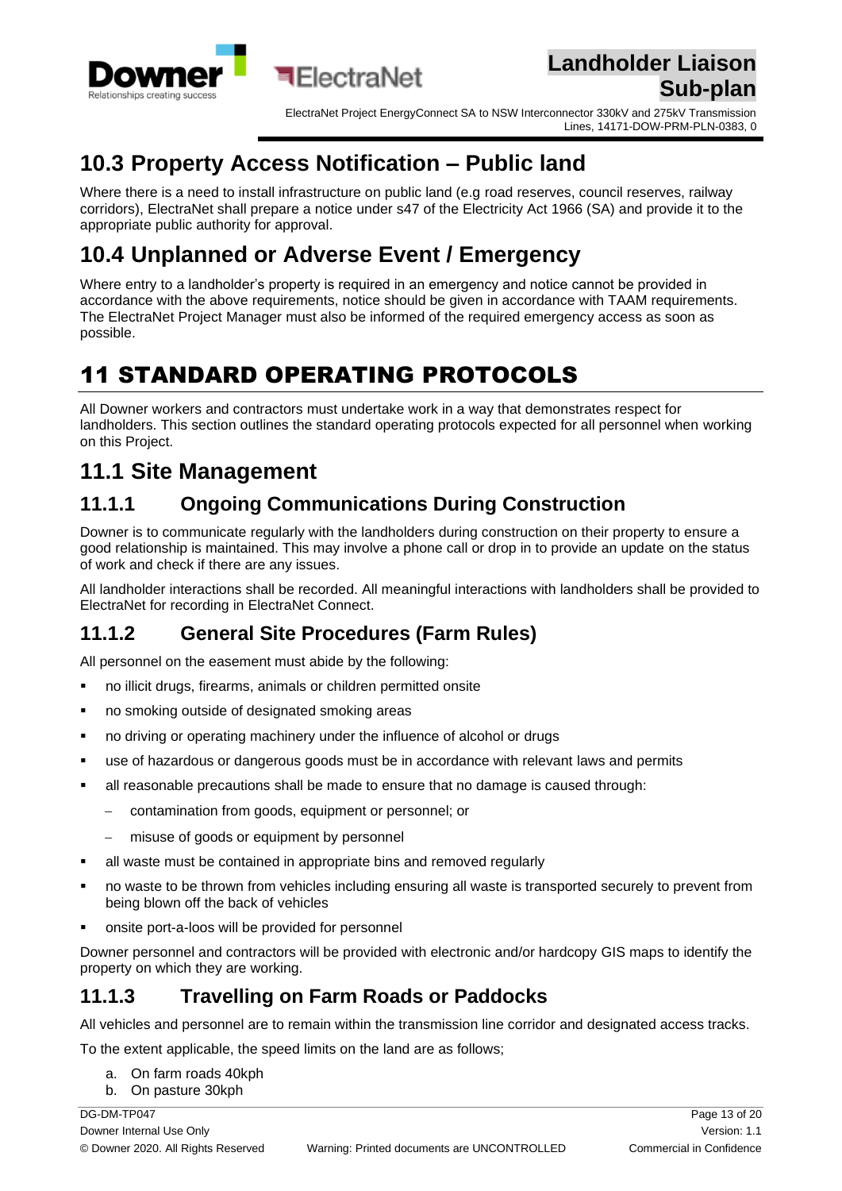## 10.3 Property Access Notification – Public land

Where there is a need to install infrastructure on public land (e.g road reserves, council reserves, railway corridors), ElectraNet shall prepare a notice under s47 of the Electricity Act 1966 (SA) and provide it to the appropriate public authority for approval.

## 10.4 Unplanned or Adverse Event / Emergency

Where entry to a landholder's property is required in an emergency and notice cannot be provided in accordance with the above requirements, notice should be given in accordance with TAAM requirements. The ElectraNet Project Manager must also be informed of the required emergency access as soon as possible.

# 11 STANDARD OPERATING PROTOCOLS

All Downer workers and contractors must undertake work in a way that demonstrates respect for landholders. This section outlines the standard operating protocols expected for all personnel when working on this Project.

## 11.1 Site Management

### 11.1.1 Ongoing Communications During Construction

Downer is to communicate regularly with the landholders during construction on their property to ensure a good relationship is maintained. This may involve a phone call or drop in to provide an update on the status of work and check if there are any issues.

All landholder interactions shall be recorded. All meaningful interactions with landholders shall be provided to ElectraNet for recording in ElectraNet Connect.

### 11.1.2 General Site Procedures (Farm Rules)

All personnel on the easement must abide by the following:

- no illicit drugs, firearms, animals or children permitted onsite
- no smoking outside of designated smoking areas
- no driving or operating machinery under the influence of alcohol or drugs
- use of hazardous or dangerous goods must be in accordance with relevant laws and permits
- all reasonable precautions shall be made to ensure that no damage is caused through:
  - contamination from goods, equipment or personnel; or
  - misuse of goods or equipment by personnel
- all waste must be contained in appropriate bins and removed regularly
- no waste to be thrown from vehicles including ensuring all waste is transported securely to prevent from being blown off the back of vehicles
- onsite port-a-loos will be provided for personnel

Downer personnel and contractors will be provided with electronic and/or hardcopy GIS maps to identify the property on which they are working.

### 11.1.3 Travelling on Farm Roads or Paddocks

All vehicles and personnel are to remain within the transmission line corridor and designated access tracks.

To the extent applicable, the speed limits on the land are as follows;

a. On farm roads 40kph
b. On pasture 30kph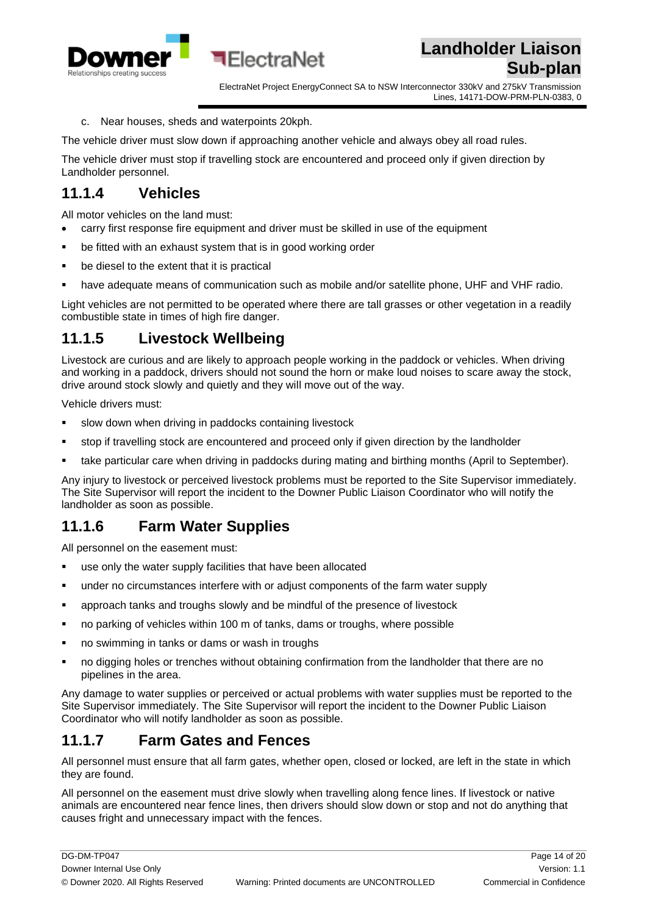c. Near houses, sheds and waterpoints 20kph.

The vehicle driver must slow down if approaching another vehicle and always obey all road rules.

The vehicle driver must stop if travelling stock are encountered and proceed only if given direction by Landholder personnel.

### 11.1.4 Vehicles

All motor vehicles on the land must:

- carry first response fire equipment and driver must be skilled in use of the equipment
- be fitted with an exhaust system that is in good working order
- be diesel to the extent that it is practical
- have adequate means of communication such as mobile and/or satellite phone, UHF and VHF radio.

Light vehicles are not permitted to be operated where there are tall grasses or other vegetation in a readily combustible state in times of high fire danger.

### 11.1.5 Livestock Wellbeing

Livestock are curious and are likely to approach people working in the paddock or vehicles. When driving and working in a paddock, drivers should not sound the horn or make loud noises to scare away the stock, drive around stock slowly and quietly and they will move out of the way.

Vehicle drivers must:

- slow down when driving in paddocks containing livestock
- stop if travelling stock are encountered and proceed only if given direction by the landholder
- take particular care when driving in paddocks during mating and birthing months (April to September).

Any injury to livestock or perceived livestock problems must be reported to the Site Supervisor immediately. The Site Supervisor will report the incident to the Downer Public Liaison Coordinator who will notify the landholder as soon as possible.

### 11.1.6 Farm Water Supplies

All personnel on the easement must:

- use only the water supply facilities that have been allocated
- under no circumstances interfere with or adjust components of the farm water supply
- approach tanks and troughs slowly and be mindful of the presence of livestock
- no parking of vehicles within 100 m of tanks, dams or troughs, where possible
- no swimming in tanks or dams or wash in troughs
- no digging holes or trenches without obtaining confirmation from the landholder that there are no pipelines in the area.

Any damage to water supplies or perceived or actual problems with water supplies must be reported to the Site Supervisor immediately. The Site Supervisor will report the incident to the Downer Public Liaison Coordinator who will notify landholder as soon as possible.

### 11.1.7 Farm Gates and Fences

All personnel must ensure that all farm gates, whether open, closed or locked, are left in the state in which they are found.

All personnel on the easement must drive slowly when travelling along fence lines. If livestock or native animals are encountered near fence lines, then drivers should slow down or stop and not do anything that causes fright and unnecessary impact with the fences.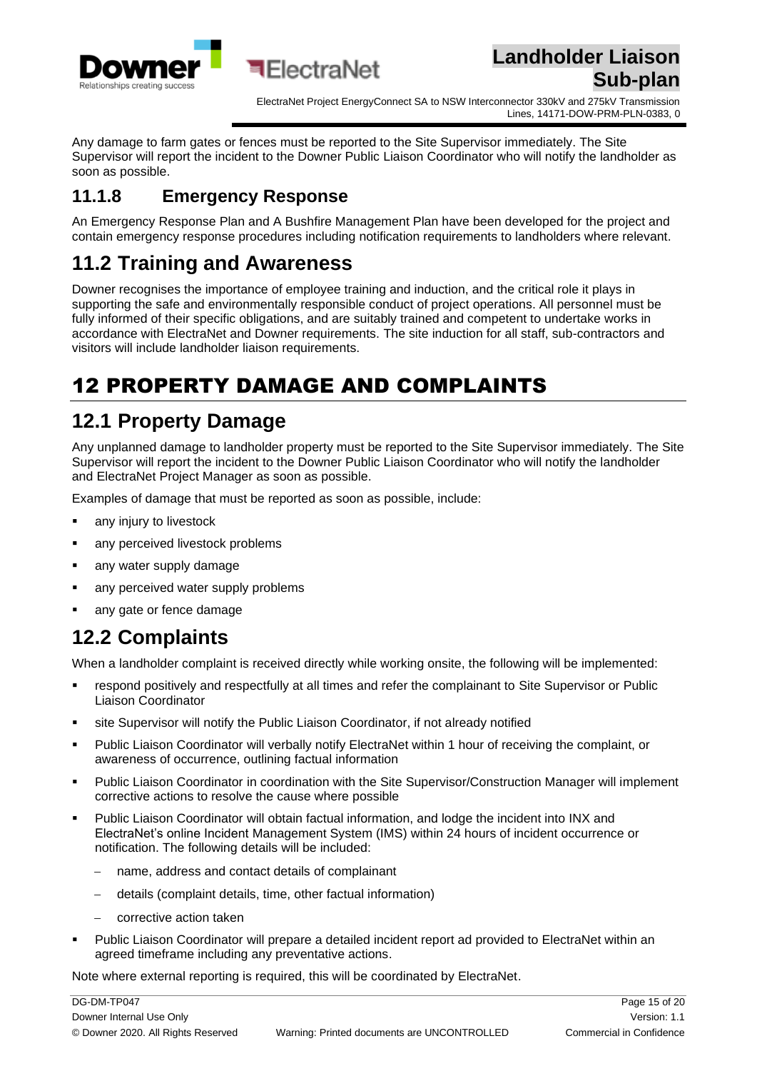Any damage to farm gates or fences must be reported to the Site Supervisor immediately. The Site Supervisor will report the incident to the Downer Public Liaison Coordinator who will notify the landholder as soon as possible.

### 11.1.8 Emergency Response

An Emergency Response Plan and A Bushfire Management Plan have been developed for the project and contain emergency response procedures including notification requirements to landholders where relevant.

## 11.2 Training and Awareness

Downer recognises the importance of employee training and induction, and the critical role it plays in supporting the safe and environmentally responsible conduct of project operations. All personnel must be fully informed of their specific obligations, and are suitably trained and competent to undertake works in accordance with ElectraNet and Downer requirements. The site induction for all staff, sub-contractors and visitors will include landholder liaison requirements.

# 12 PROPERTY DAMAGE AND COMPLAINTS

## 12.1 Property Damage

Any unplanned damage to landholder property must be reported to the Site Supervisor immediately. The Site Supervisor will report the incident to the Downer Public Liaison Coordinator who will notify the landholder and ElectraNet Project Manager as soon as possible.

Examples of damage that must be reported as soon as possible, include:

- any injury to livestock
- any perceived livestock problems
- any water supply damage
- any perceived water supply problems
- any gate or fence damage

## 12.2 Complaints

When a landholder complaint is received directly while working onsite, the following will be implemented:

- respond positively and respectfully at all times and refer the complainant to Site Supervisor or Public Liaison Coordinator
- site Supervisor will notify the Public Liaison Coordinator, if not already notified
- Public Liaison Coordinator will verbally notify ElectraNet within 1 hour of receiving the complaint, or awareness of occurrence, outlining factual information
- Public Liaison Coordinator in coordination with the Site Supervisor/Construction Manager will implement corrective actions to resolve the cause where possible
- Public Liaison Coordinator will obtain factual information, and lodge the incident into INX and ElectraNet's online Incident Management System (IMS) within 24 hours of incident occurrence or notification. The following details will be included:
  - name, address and contact details of complainant
  - details (complaint details, time, other factual information)
  - corrective action taken
- Public Liaison Coordinator will prepare a detailed incident report ad provided to ElectraNet within an agreed timeframe including any preventative actions.

Note where external reporting is required, this will be coordinated by ElectraNet.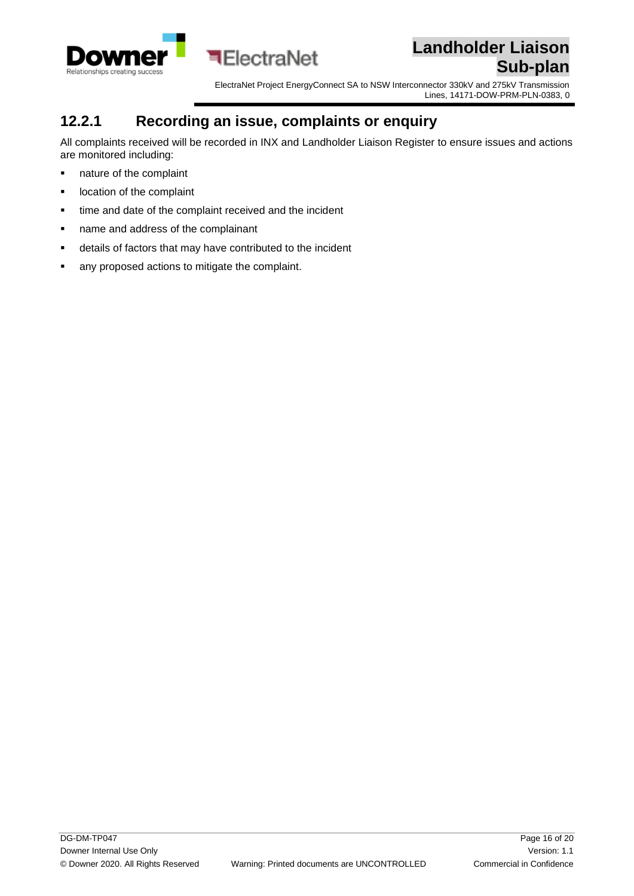### 12.2.1 Recording an issue, complaints or enquiry

All complaints received will be recorded in INX and Landholder Liaison Register to ensure issues and actions are monitored including:

- nature of the complaint
- location of the complaint
- time and date of the complaint received and the incident
- name and address of the complainant
- details of factors that may have contributed to the incident
- any proposed actions to mitigate the complaint.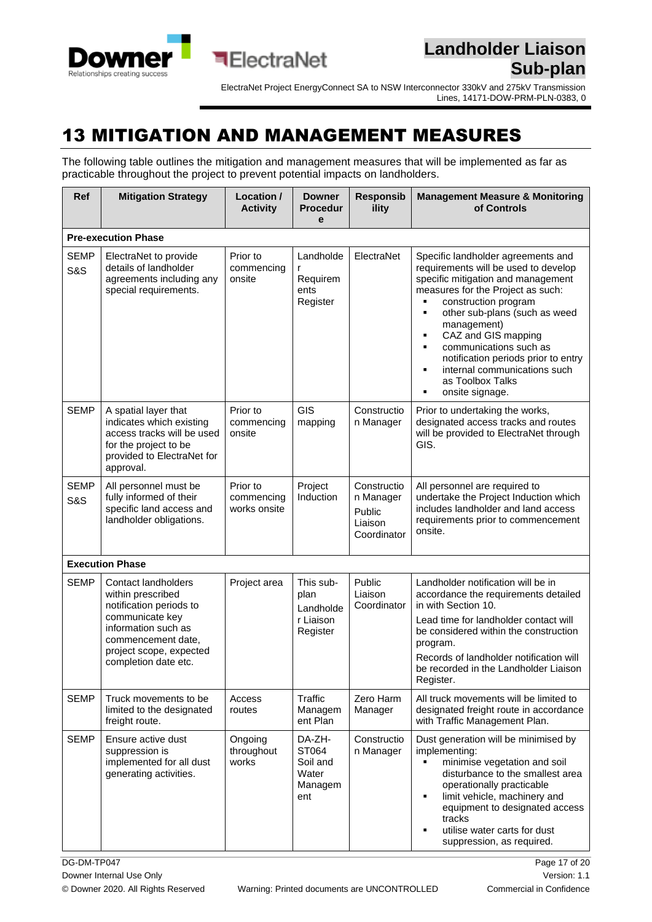# 13 MITIGATION AND MANAGEMENT MEASURES

The following table outlines the mitigation and management measures that will be implemented as far as practicable throughout the project to prevent potential impacts on landholders.

| Ref | Mitigation Strategy | Location / Activity | Downer Procedure | Responsibility | Management Measure & Monitoring of Controls |
|---|---|---|---|---|---|
| **Pre-execution Phase** | | | | | |
| SEMP S&S | ElectraNet to provide details of landholder agreements including any special requirements. | Prior to commencing onsite | Landholder Requirements Register | ElectraNet | Specific landholder agreements and requirements will be used to develop specific mitigation and management measures for the Project as such:<br>▪ construction program<br>▪ other sub-plans (such as weed management)<br>▪ CAZ and GIS mapping<br>▪ communications such as notification periods prior to entry<br>▪ internal communications such as Toolbox Talks<br>▪ onsite signage. |
| SEMP | A spatial layer that indicates which existing access tracks will be used for the project to be provided to ElectraNet for approval. | Prior to commencing onsite | GIS mapping | Construction Manager | Prior to undertaking the works, designated access tracks and routes will be provided to ElectraNet through GIS. |
| SEMP S&S | All personnel must be fully informed of their specific land access and landholder obligations. | Prior to commencing works onsite | Project Induction | Construction Manager<br>Public Liaison Coordinator | All personnel are required to undertake the Project Induction which includes landholder and land access requirements prior to commencement onsite. |
| **Execution Phase** | | | | | |
| SEMP | Contact landholders within prescribed notification periods to communicate key information such as commencement date, project scope, expected completion date etc. | Project area | This sub-plan<br>Landholder Liaison Register | Public Liaison Coordinator | Landholder notification will be in accordance the requirements detailed in with Section 10.<br>Lead time for landholder contact will be considered within the construction program.<br>Records of landholder notification will be recorded in the Landholder Liaison Register. |
| SEMP | Truck movements to be limited to the designated freight route. | Access routes | Traffic Management Plan | Zero Harm Manager | All truck movements will be limited to designated freight route in accordance with Traffic Management Plan. |
| SEMP | Ensure active dust suppression is implemented for all dust generating activities. | Ongoing throughout works | DA-ZH-ST064 Soil and Water Management | Construction Manager | Dust generation will be minimised by implementing:<br>▪ minimise vegetation and soil disturbance to the smallest area operationally practicable<br>▪ limit vehicle, machinery and equipment to designated access tracks<br>▪ utilise water carts for dust suppression, as required. |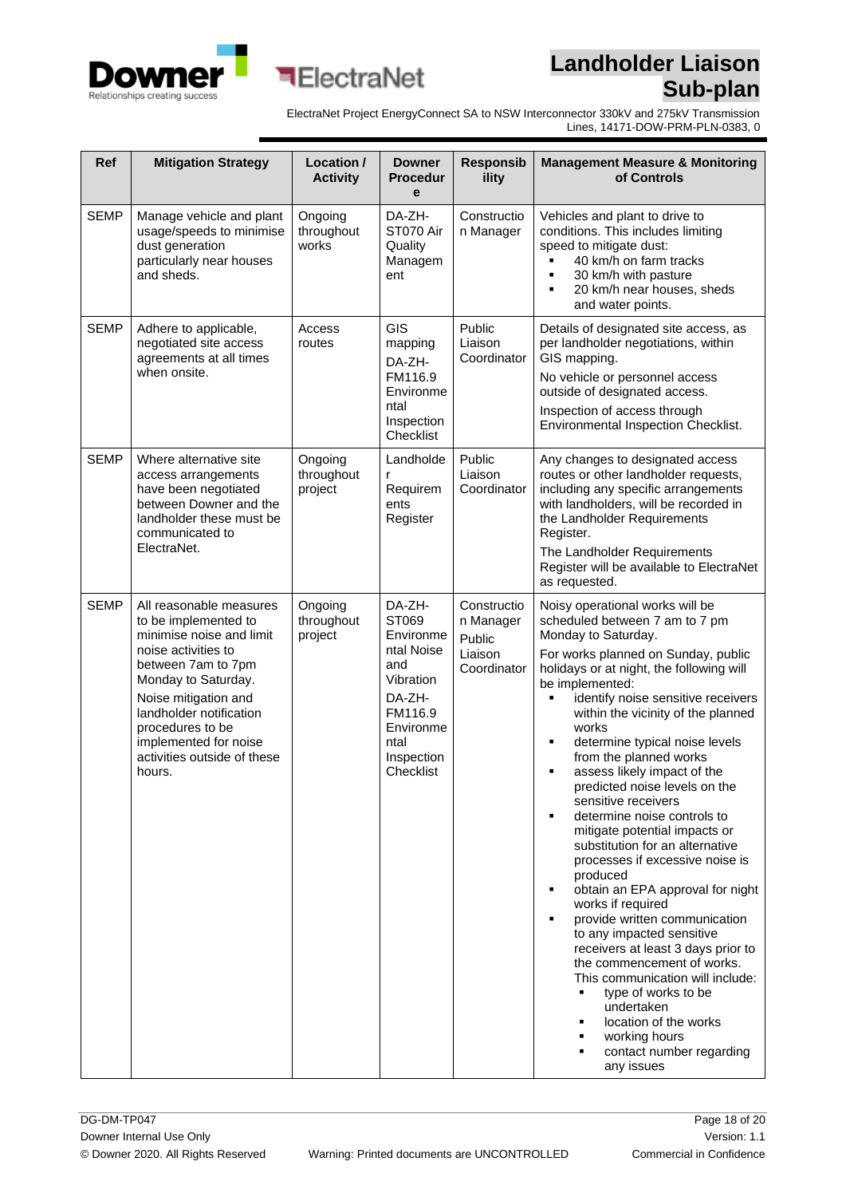| Ref | Mitigation Strategy | Location / Activity | Downer Procedure | Responsibility | Management Measure & Monitoring of Controls |
|---|---|---|---|---|---|
| SEMP | Manage vehicle and plant usage/speeds to minimise dust generation particularly near houses and sheds. | Ongoing throughout works | DA-ZH-ST070 Air Quality Management | Construction Manager | Vehicles and plant to drive to conditions. This includes limiting speed to mitigate dust:<br>▪ 40 km/h on farm tracks<br>▪ 30 km/h with pasture<br>▪ 20 km/h near houses, sheds and water points. |
| SEMP | Adhere to applicable, negotiated site access agreements at all times when onsite. | Access routes | GIS mapping<br>DA-ZH-FM116.9 Environmental Inspection Checklist | Public Liaison Coordinator | Details of designated site access, as per landholder negotiations, within GIS mapping.<br>No vehicle or personnel access outside of designated access.<br>Inspection of access through Environmental Inspection Checklist. |
| SEMP | Where alternative site access arrangements have been negotiated between Downer and the landholder these must be communicated to ElectraNet. | Ongoing throughout project | Landholder Requirements Register | Public Liaison Coordinator | Any changes to designated access routes or other landholder requests, including any specific arrangements with landholders, will be recorded in the Landholder Requirements Register.<br>The Landholder Requirements Register will be available to ElectraNet as requested. |
| SEMP | All reasonable measures to be implemented to minimise noise and limit noise activities to between 7am to 7pm Monday to Saturday.<br>Noise mitigation and landholder notification procedures to be implemented for noise activities outside of these hours. | Ongoing throughout project | DA-ZH-ST069 Environmental Noise and Vibration<br>DA-ZH-FM116.9 Environmental Inspection Checklist | Construction Manager<br>Public Liaison Coordinator | Noisy operational works will be scheduled between 7 am to 7 pm Monday to Saturday.<br>For works planned on Sunday, public holidays or at night, the following will be implemented:<br>▪ identify noise sensitive receivers within the vicinity of the planned works<br>▪ determine typical noise levels from the planned works<br>▪ assess likely impact of the predicted noise levels on the sensitive receivers<br>▪ determine noise controls to mitigate potential impacts or substitution for an alternative processes if excessive noise is produced<br>▪ obtain an EPA approval for night works if required<br>▪ provide written communication to any impacted sensitive receivers at least 3 days prior to the commencement of works. This communication will include:<br>&nbsp;&nbsp;▪ type of works to be undertaken<br>&nbsp;&nbsp;▪ location of the works<br>&nbsp;&nbsp;▪ working hours<br>&nbsp;&nbsp;▪ contact number regarding any issues |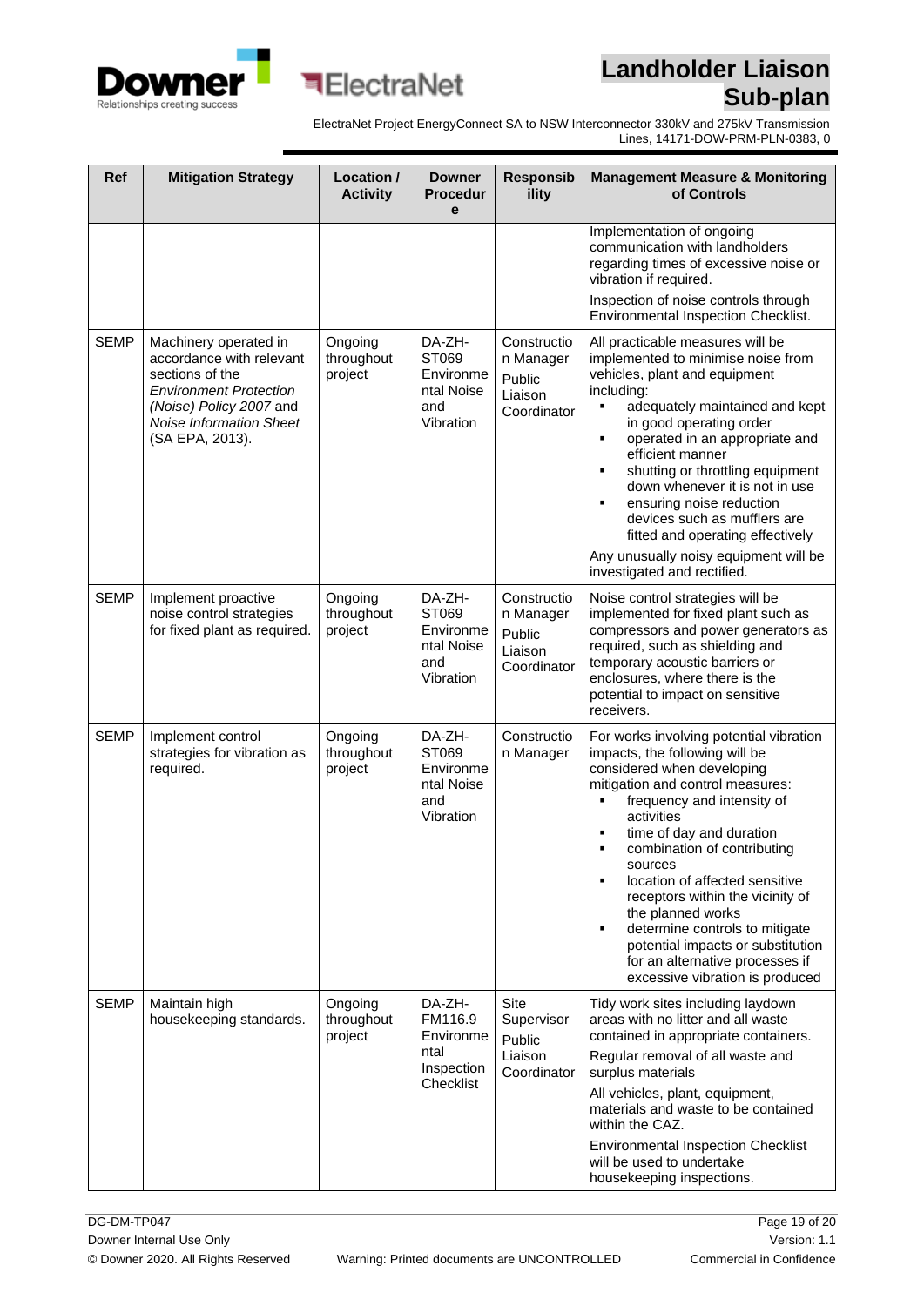| Ref | Mitigation Strategy | Location / Activity | Downer Procedure | Responsibility | Management Measure & Monitoring of Controls |
|---|---|---|---|---|---|
| | | | | | Implementation of ongoing communication with landholders regarding times of excessive noise or vibration if required.<br>Inspection of noise controls through Environmental Inspection Checklist. |
| SEMP | Machinery operated in accordance with relevant sections of the *Environment Protection (Noise) Policy 2007* and *Noise Information Sheet* (SA EPA, 2013). | Ongoing throughout project | DA-ZH-ST069 Environmental Noise and Vibration | Construction Manager<br>Public Liaison Coordinator | All practicable measures will be implemented to minimise noise from vehicles, plant and equipment including:<br>▪ adequately maintained and kept in good operating order<br>▪ operated in an appropriate and efficient manner<br>▪ shutting or throttling equipment down whenever it is not in use<br>▪ ensuring noise reduction devices such as mufflers are fitted and operating effectively<br>Any unusually noisy equipment will be investigated and rectified. |
| SEMP | Implement proactive noise control strategies for fixed plant as required. | Ongoing throughout project | DA-ZH-ST069 Environmental Noise and Vibration | Construction Manager<br>Public Liaison Coordinator | Noise control strategies will be implemented for fixed plant such as compressors and power generators as required, such as shielding and temporary acoustic barriers or enclosures, where there is the potential to impact on sensitive receivers. |
| SEMP | Implement control strategies for vibration as required. | Ongoing throughout project | DA-ZH-ST069 Environmental Noise and Vibration | Construction Manager | For works involving potential vibration impacts, the following will be considered when developing mitigation and control measures:<br>▪ frequency and intensity of activities<br>▪ time of day and duration<br>▪ combination of contributing sources<br>▪ location of affected sensitive receptors within the vicinity of the planned works<br>▪ determine controls to mitigate potential impacts or substitution for an alternative processes if excessive vibration is produced |
| SEMP | Maintain high housekeeping standards. | Ongoing throughout project | DA-ZH-FM116.9 Environmental Inspection Checklist | Site Supervisor<br>Public Liaison Coordinator | Tidy work sites including laydown areas with no litter and all waste contained in appropriate containers.<br>Regular removal of all waste and surplus materials<br>All vehicles, plant, equipment, materials and waste to be contained within the CAZ.<br>Environmental Inspection Checklist will be used to undertake housekeeping inspections. |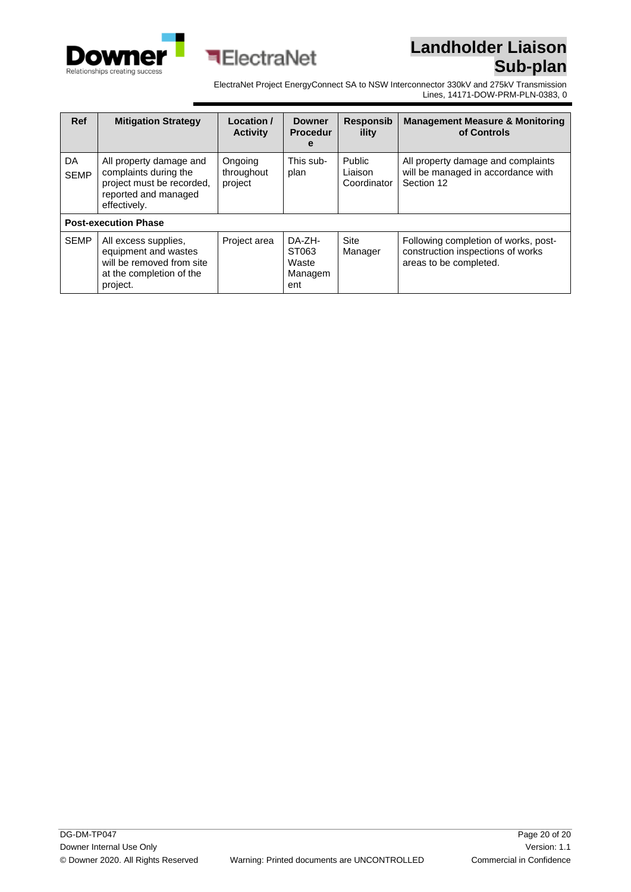| Ref | Mitigation Strategy | Location / Activity | Downer Procedure | Responsibility | Management Measure & Monitoring of Controls |
|---|---|---|---|---|---|
| DA SEMP | All property damage and complaints during the project must be recorded, reported and managed effectively. | Ongoing throughout project | This sub-plan | Public Liaison Coordinator | All property damage and complaints will be managed in accordance with Section 12 |
| **Post-execution Phase** | | | | | |
| SEMP | All excess supplies, equipment and wastes will be removed from site at the completion of the project. | Project area | DA-ZH-ST063 Waste Management | Site Manager | Following completion of works, post-construction inspections of works areas to be completed. |